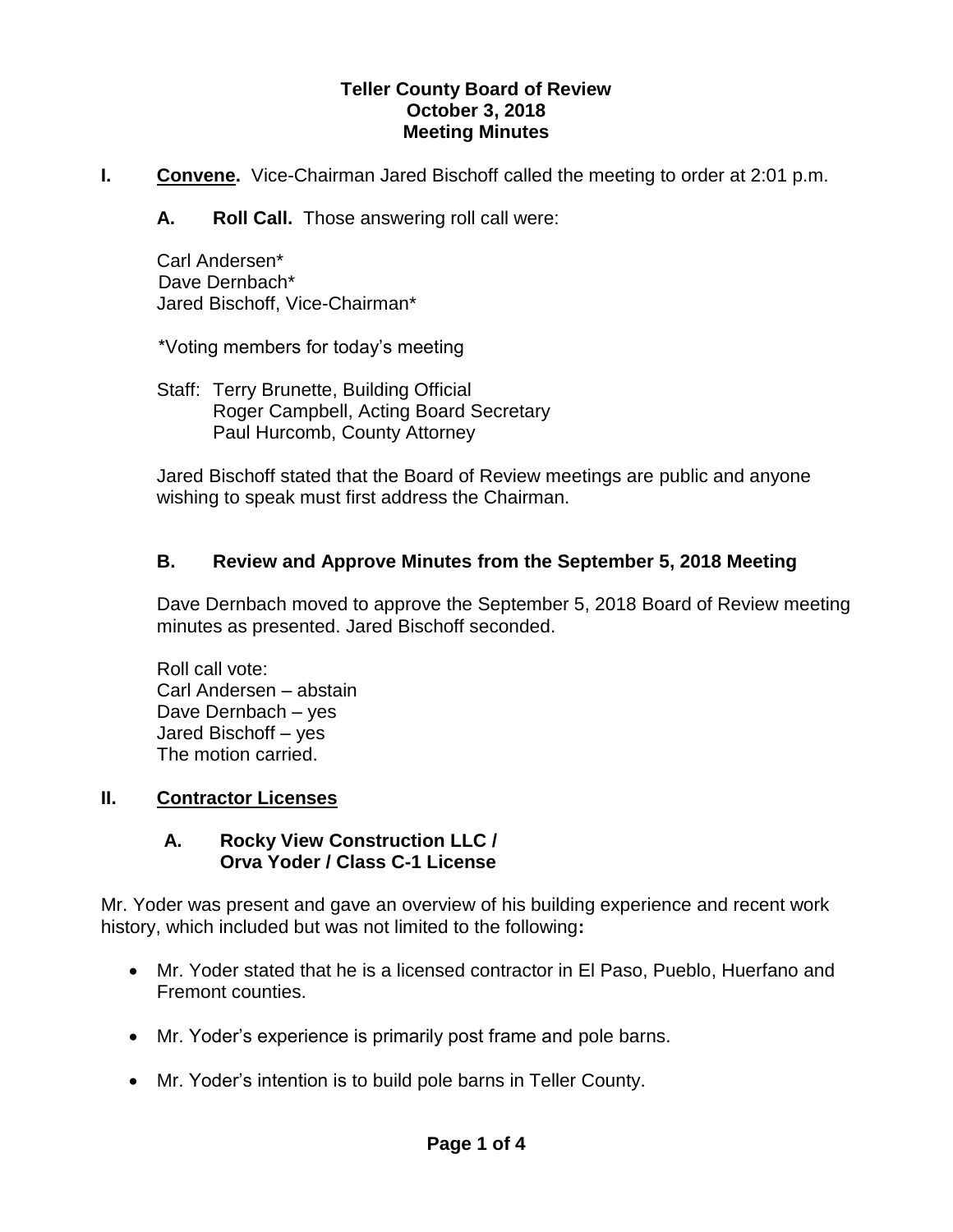**Teller County Board of Review**
**October 3, 2018**
**Meeting Minutes**

**I. Convene.** Vice-Chairman Jared Bischoff called the meeting to order at 2:01 p.m.

**A. Roll Call.** Those answering roll call were:

Carl Andersen*
Dave Dernbach*
Jared Bischoff, Vice-Chairman*

*Voting members for today's meeting

Staff: Terry Brunette, Building Official
Roger Campbell, Acting Board Secretary
Paul Hurcomb, County Attorney

Jared Bischoff stated that the Board of Review meetings are public and anyone wishing to speak must first address the Chairman.

**B. Review and Approve Minutes from the September 5, 2018 Meeting**

Dave Dernbach moved to approve the September 5, 2018 Board of Review meeting minutes as presented. Jared Bischoff seconded.

Roll call vote:
Carl Andersen – abstain
Dave Dernbach – yes
Jared Bischoff – yes
The motion carried.

**II. Contractor Licenses**

**A. Rocky View Construction LLC / Orva Yoder / Class C-1 License**

Mr. Yoder was present and gave an overview of his building experience and recent work history, which included but was not limited to the following**:**

- Mr. Yoder stated that he is a licensed contractor in El Paso, Pueblo, Huerfano and Fremont counties.
- Mr. Yoder's experience is primarily post frame and pole barns.
- Mr. Yoder's intention is to build pole barns in Teller County.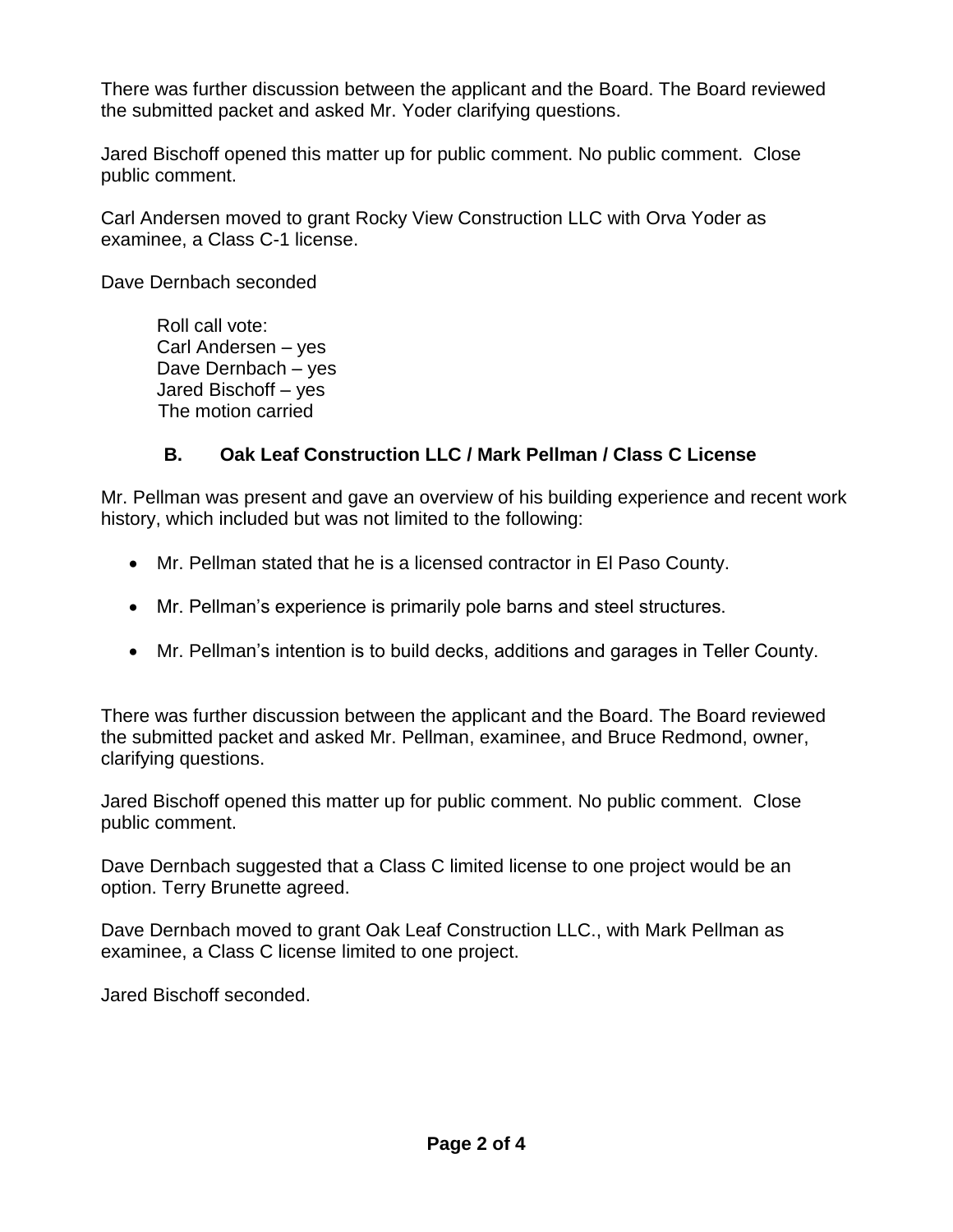There was further discussion between the applicant and the Board. The Board reviewed the submitted packet and asked Mr. Yoder clarifying questions.

Jared Bischoff opened this matter up for public comment. No public comment. Close public comment.

Carl Andersen moved to grant Rocky View Construction LLC with Orva Yoder as examinee, a Class C-1 license.

Dave Dernbach seconded

> Roll call vote:
> Carl Andersen – yes
> Dave Dernbach – yes
> Jared Bischoff – yes
> The motion carried

### B. Oak Leaf Construction LLC / Mark Pellman / Class C License

Mr. Pellman was present and gave an overview of his building experience and recent work history, which included but was not limited to the following:

- Mr. Pellman stated that he is a licensed contractor in El Paso County.
- Mr. Pellman's experience is primarily pole barns and steel structures.
- Mr. Pellman's intention is to build decks, additions and garages in Teller County.

There was further discussion between the applicant and the Board. The Board reviewed the submitted packet and asked Mr. Pellman, examinee, and Bruce Redmond, owner, clarifying questions.

Jared Bischoff opened this matter up for public comment. No public comment. Close public comment.

Dave Dernbach suggested that a Class C limited license to one project would be an option. Terry Brunette agreed.

Dave Dernbach moved to grant Oak Leaf Construction LLC., with Mark Pellman as examinee, a Class C license limited to one project.

Jared Bischoff seconded.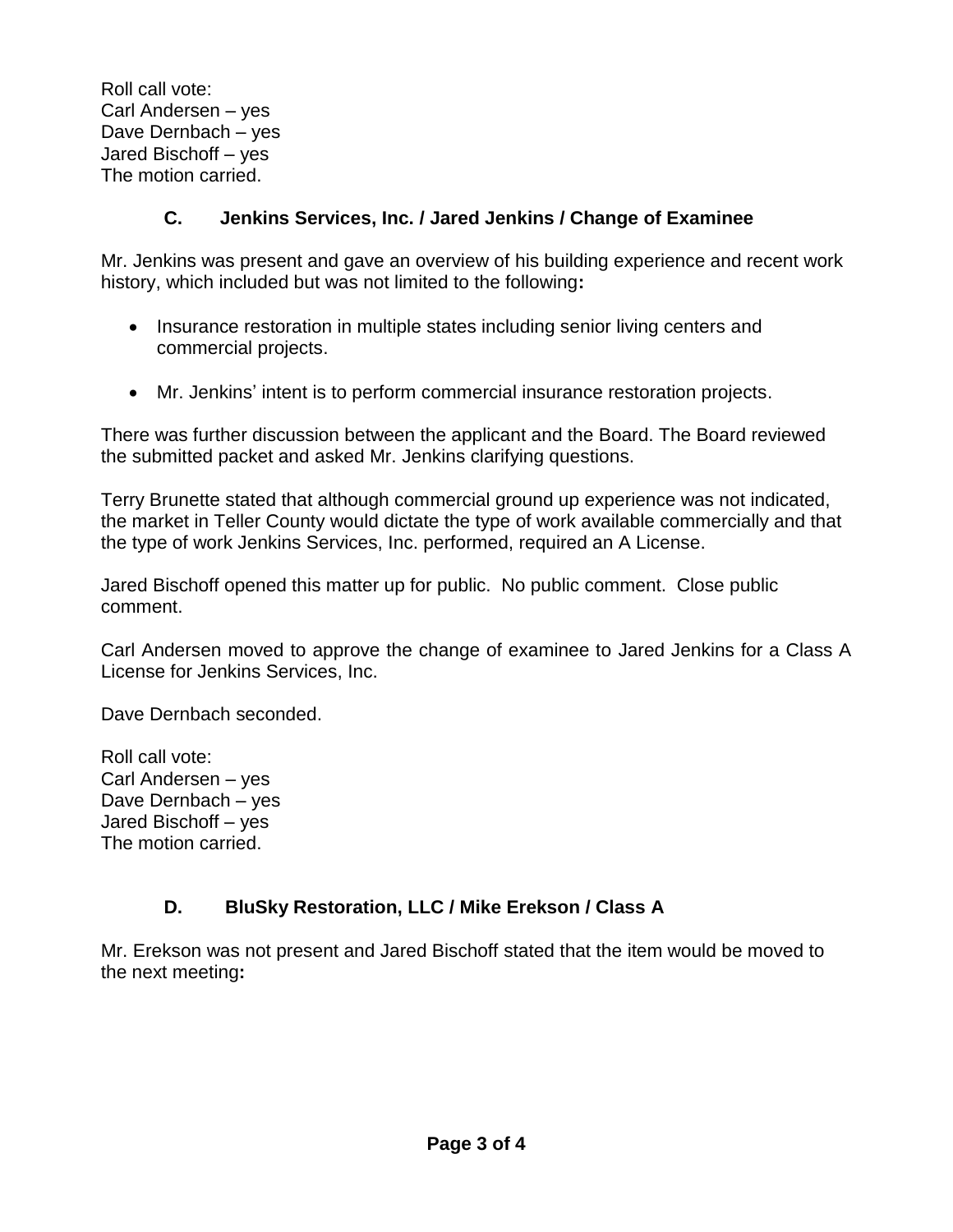Roll call vote:
Carl Andersen – yes
Dave Dernbach – yes
Jared Bischoff – yes
The motion carried.

### C. Jenkins Services, Inc. / Jared Jenkins / Change of Examinee

Mr. Jenkins was present and gave an overview of his building experience and recent work history, which included but was not limited to the following**:**

- Insurance restoration in multiple states including senior living centers and commercial projects.

- Mr. Jenkins' intent is to perform commercial insurance restoration projects.

There was further discussion between the applicant and the Board. The Board reviewed the submitted packet and asked Mr. Jenkins clarifying questions.

Terry Brunette stated that although commercial ground up experience was not indicated, the market in Teller County would dictate the type of work available commercially and that the type of work Jenkins Services, Inc. performed, required an A License.

Jared Bischoff opened this matter up for public. No public comment. Close public comment.

Carl Andersen moved to approve the change of examinee to Jared Jenkins for a Class A License for Jenkins Services, Inc.

Dave Dernbach seconded.

Roll call vote:
Carl Andersen – yes
Dave Dernbach – yes
Jared Bischoff – yes
The motion carried.

### D. BluSky Restoration, LLC / Mike Erekson / Class A

Mr. Erekson was not present and Jared Bischoff stated that the item would be moved to the next meeting**:**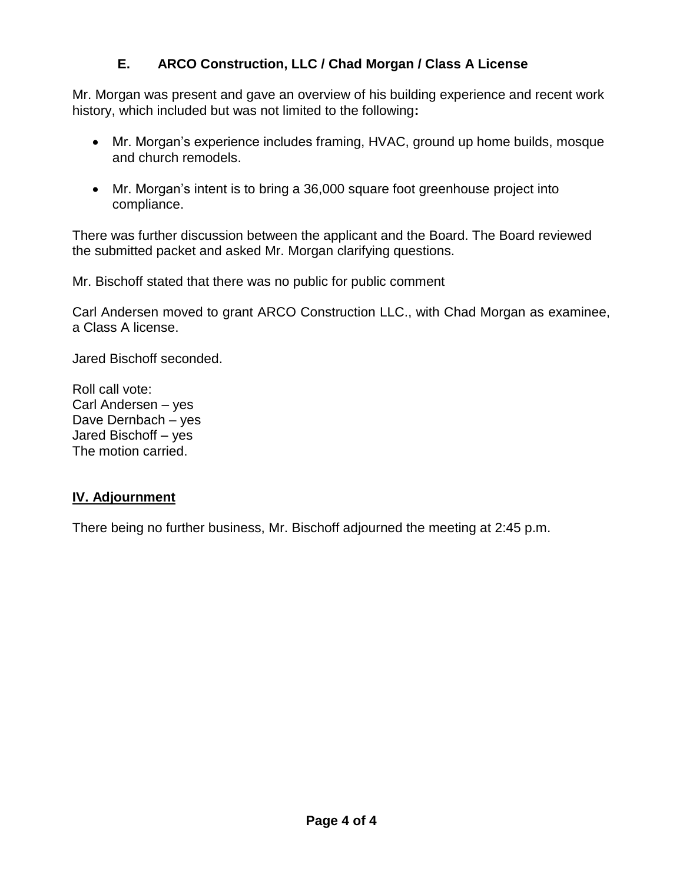### E. ARCO Construction, LLC / Chad Morgan / Class A License

Mr. Morgan was present and gave an overview of his building experience and recent work history, which included but was not limited to the following**:**

- Mr. Morgan's experience includes framing, HVAC, ground up home builds, mosque and church remodels.
- Mr. Morgan's intent is to bring a 36,000 square foot greenhouse project into compliance.

There was further discussion between the applicant and the Board. The Board reviewed the submitted packet and asked Mr. Morgan clarifying questions.

Mr. Bischoff stated that there was no public for public comment

Carl Andersen moved to grant ARCO Construction LLC., with Chad Morgan as examinee, a Class A license.

Jared Bischoff seconded.

Roll call vote:
Carl Andersen – yes
Dave Dernbach – yes
Jared Bischoff – yes
The motion carried.

## IV. Adjournment

There being no further business, Mr. Bischoff adjourned the meeting at 2:45 p.m.